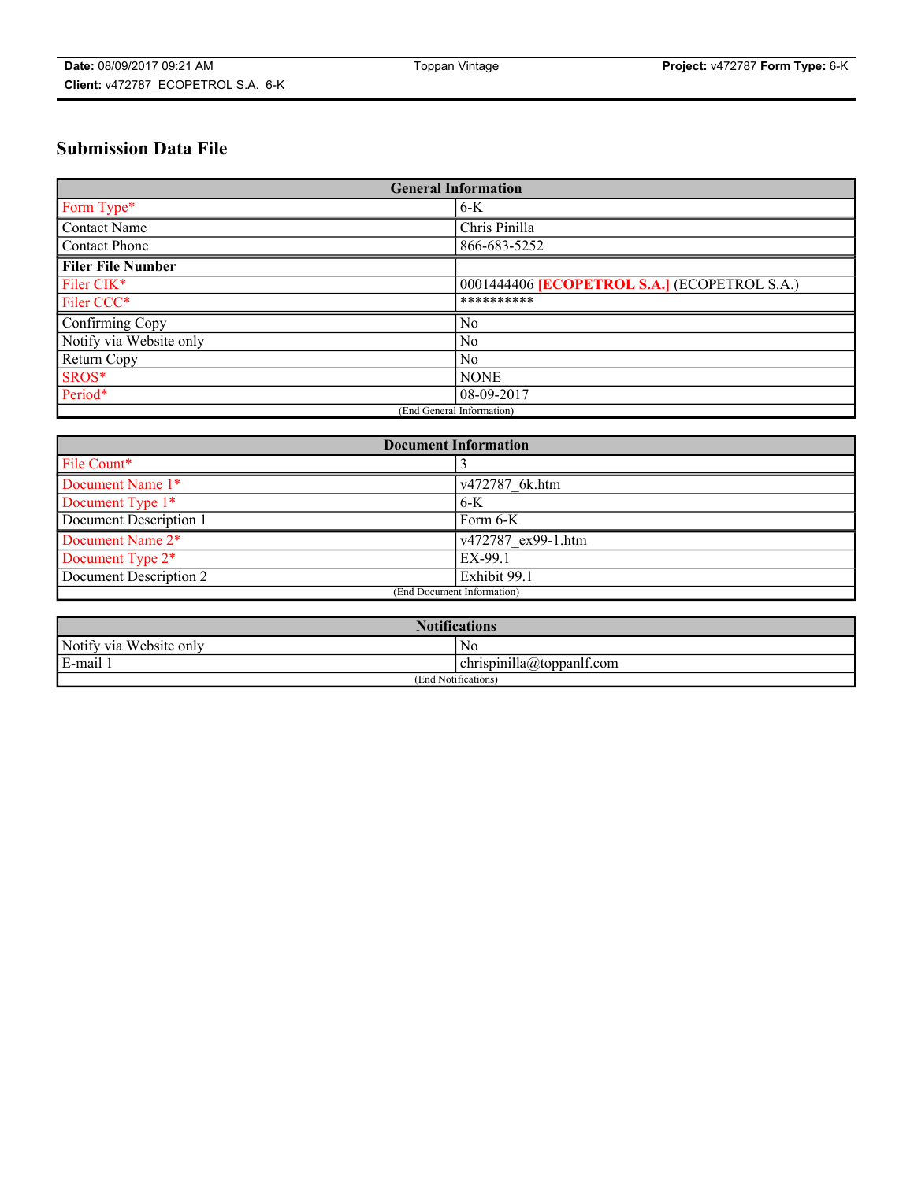# Submission Data File

| General Information | |
|---|---|
| Form Type* | 6-K |
| Contact Name | Chris Pinilla |
| Contact Phone | 866-683-5252 |
| **Filer File Number** | |
| Filer CIK* | 0001444406 **[ECOPETROL S.A.]** (ECOPETROL S.A.) |
| Filer CCC* | ********** |
| Confirming Copy | No |
| Notify via Website only | No |
| Return Copy | No |
| SROS* | NONE |
| Period* | 08-09-2017 |
| (End General Information) | |

| Document Information | |
|---|---|
| File Count* | 3 |
| Document Name 1* | v472787_6k.htm |
| Document Type 1* | 6-K |
| Document Description 1 | Form 6-K |
| Document Name 2* | v472787_ex99-1.htm |
| Document Type 2* | EX-99.1 |
| Document Description 2 | Exhibit 99.1 |
| (End Document Information) | |

| Notifications | |
|---|---|
| Notify via Website only | No |
| E-mail 1 | chrispinilla@toppanlf.com |
| (End Notifications) | |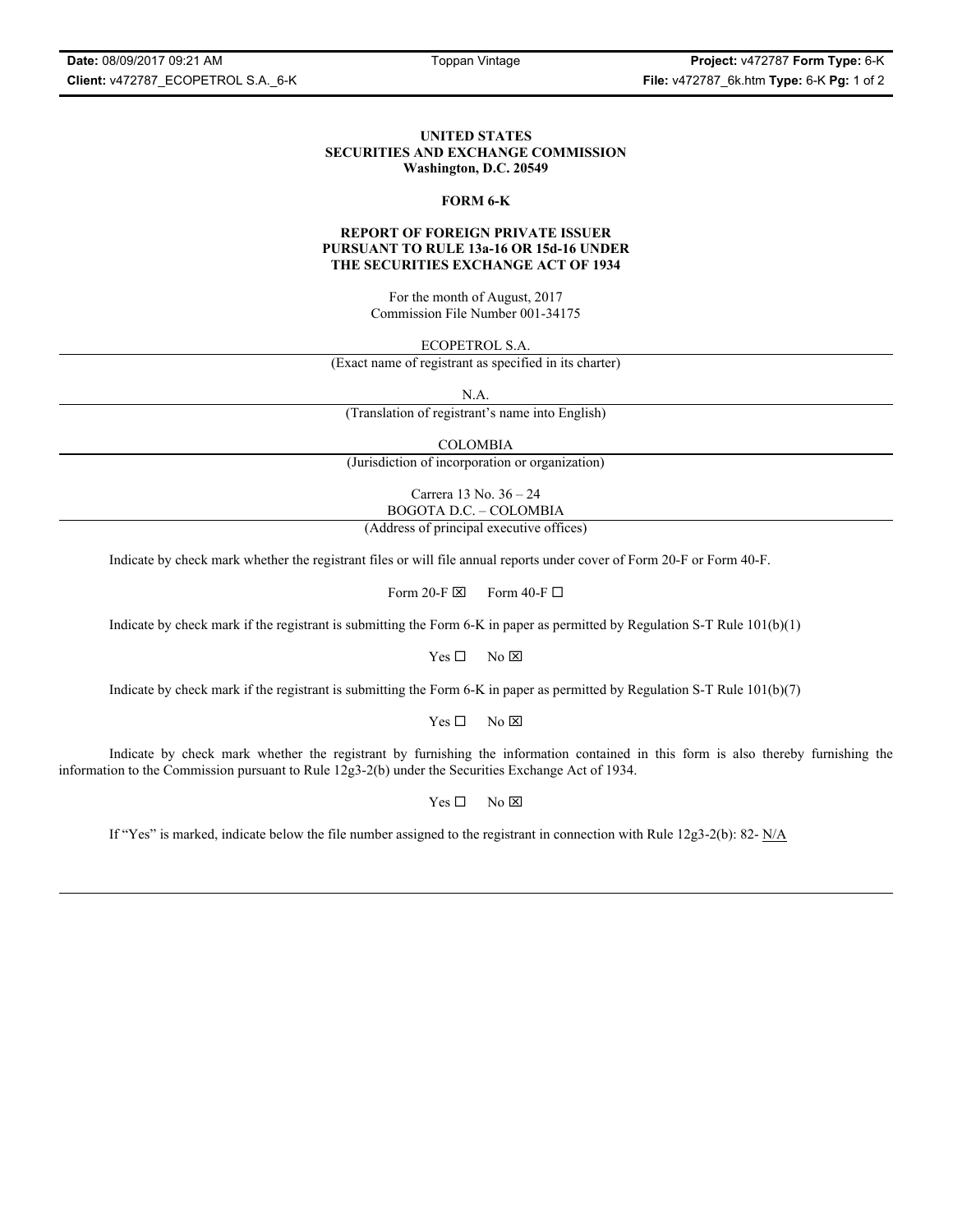**UNITED STATES**
**SECURITIES AND EXCHANGE COMMISSION**
**Washington, D.C. 20549**

**FORM 6-K**

**REPORT OF FOREIGN PRIVATE ISSUER**
**PURSUANT TO RULE 13a-16 OR 15d-16 UNDER**
**THE SECURITIES EXCHANGE ACT OF 1934**

For the month of August, 2017
Commission File Number 001-34175

ECOPETROL S.A.

(Exact name of registrant as specified in its charter)

N.A.

(Translation of registrant's name into English)

COLOMBIA

(Jurisdiction of incorporation or organization)

Carrera 13 No. 36 – 24
BOGOTA D.C. – COLOMBIA

(Address of principal executive offices)

Indicate by check mark whether the registrant files or will file annual reports under cover of Form 20-F or Form 40-F.

Form 20-F ☒ Form 40-F ☐

Indicate by check mark if the registrant is submitting the Form 6-K in paper as permitted by Regulation S-T Rule 101(b)(1)

Yes ☐ No ☒

Indicate by check mark if the registrant is submitting the Form 6-K in paper as permitted by Regulation S-T Rule 101(b)(7)

Yes ☐ No ☒

Indicate by check mark whether the registrant by furnishing the information contained in this form is also thereby furnishing the information to the Commission pursuant to Rule 12g3-2(b) under the Securities Exchange Act of 1934.

Yes ☐ No ☒

If "Yes" is marked, indicate below the file number assigned to the registrant in connection with Rule 12g3-2(b): 82- N/A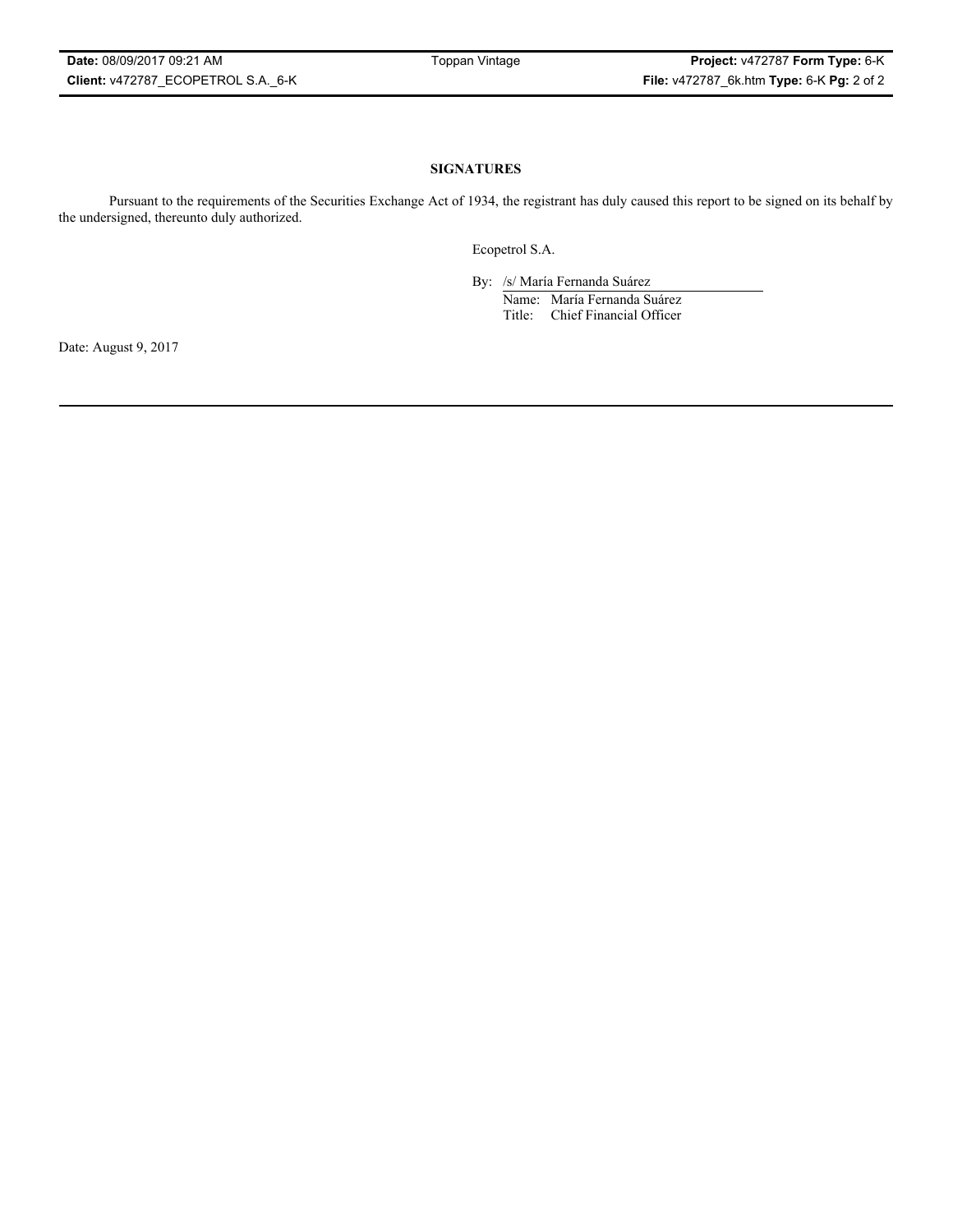## SIGNATURES

Pursuant to the requirements of the Securities Exchange Act of 1934, the registrant has duly caused this report to be signed on its behalf by the undersigned, thereunto duly authorized.

Ecopetrol S.A.

By: /s/ María Fernanda Suárez
Name: María Fernanda Suárez
Title: Chief Financial Officer

Date: August 9, 2017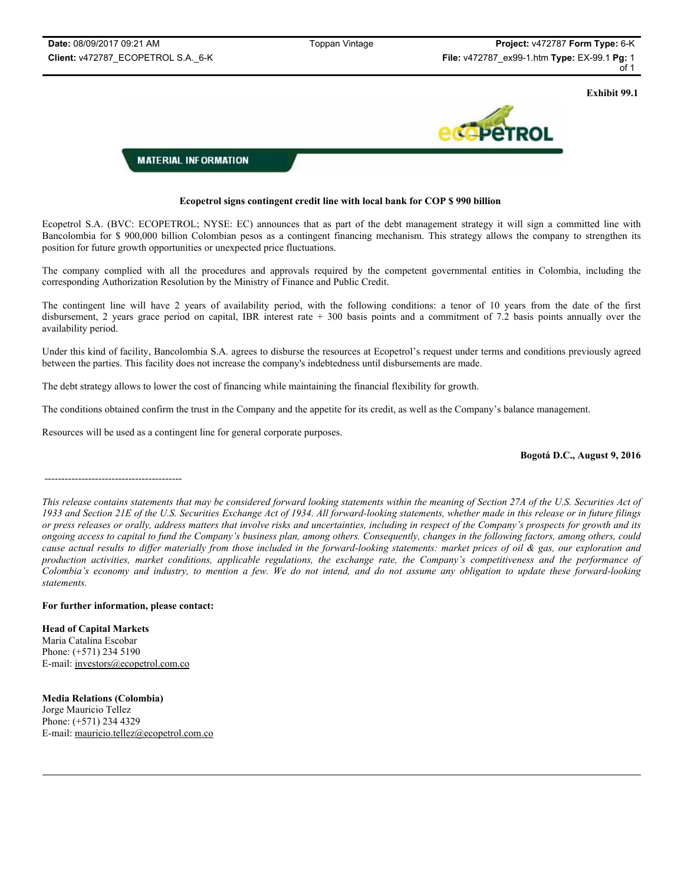**Exhibit 99.1**

**MATERIAL INFORMATION**

**Ecopetrol signs contingent credit line with local bank for COP $ 990 billion**

Ecopetrol S.A. (BVC: ECOPETROL; NYSE: EC) announces that as part of the debt management strategy it will sign a committed line with Bancolombia for $ 900,000 billion Colombian pesos as a contingent financing mechanism. This strategy allows the company to strengthen its position for future growth opportunities or unexpected price fluctuations.

The company complied with all the procedures and approvals required by the competent governmental entities in Colombia, including the corresponding Authorization Resolution by the Ministry of Finance and Public Credit.

The contingent line will have 2 years of availability period, with the following conditions: a tenor of 10 years from the date of the first disbursement, 2 years grace period on capital, IBR interest rate + 300 basis points and a commitment of 7.2 basis points annually over the availability period.

Under this kind of facility, Bancolombia S.A. agrees to disburse the resources at Ecopetrol's request under terms and conditions previously agreed between the parties. This facility does not increase the company's indebtedness until disbursements are made.

The debt strategy allows to lower the cost of financing while maintaining the financial flexibility for growth.

The conditions obtained confirm the trust in the Company and the appetite for its credit, as well as the Company's balance management.

Resources will be used as a contingent line for general corporate purposes.

**Bogotá D.C., August 9, 2016**

-----------------------------------------

*This release contains statements that may be considered forward looking statements within the meaning of Section 27A of the U.S. Securities Act of 1933 and Section 21E of the U.S. Securities Exchange Act of 1934. All forward-looking statements, whether made in this release or in future filings or press releases or orally, address matters that involve risks and uncertainties, including in respect of the Company's prospects for growth and its ongoing access to capital to fund the Company's business plan, among others. Consequently, changes in the following factors, among others, could cause actual results to differ materially from those included in the forward-looking statements: market prices of oil & gas, our exploration and production activities, market conditions, applicable regulations, the exchange rate, the Company's competitiveness and the performance of Colombia's economy and industry, to mention a few. We do not intend, and do not assume any obligation to update these forward-looking statements.*

**For further information, please contact:**

**Head of Capital Markets**
Maria Catalina Escobar
Phone: (+571) 234 5190
E-mail: investors@ecopetrol.com.co

**Media Relations (Colombia)**
Jorge Mauricio Tellez
Phone: (+571) 234 4329
E-mail: mauricio.tellez@ecopetrol.com.co